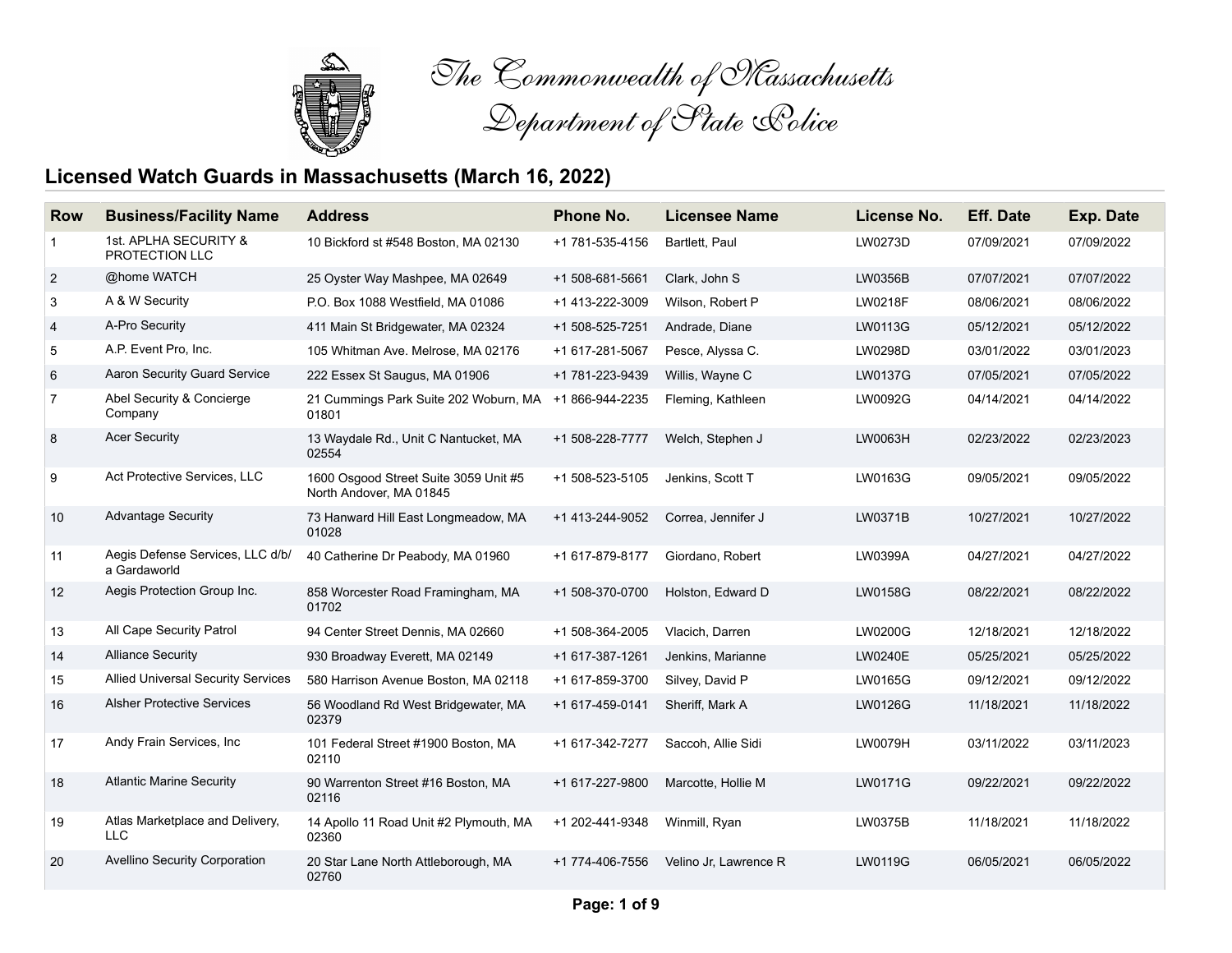The Commonwealth of Massachusetts
Department of State Police

## Licensed Watch Guards in Massachusetts (March 16, 2022)

| Row | Business/Facility Name | Address | Phone No. | Licensee Name | License No. | Eff. Date | Exp. Date |
|---|---|---|---|---|---|---|---|
| 1 | 1st. APLHA SECURITY & PROTECTION LLC | 10 Bickford st #548 Boston, MA 02130 | +1 781-535-4156 | Bartlett, Paul | LW0273D | 07/09/2021 | 07/09/2022 |
| 2 | @home WATCH | 25 Oyster Way Mashpee, MA 02649 | +1 508-681-5661 | Clark, John S | LW0356B | 07/07/2021 | 07/07/2022 |
| 3 | A & W Security | P.O. Box 1088 Westfield, MA 01086 | +1 413-222-3009 | Wilson, Robert P | LW0218F | 08/06/2021 | 08/06/2022 |
| 4 | A-Pro Security | 411 Main St Bridgewater, MA 02324 | +1 508-525-7251 | Andrade, Diane | LW0113G | 05/12/2021 | 05/12/2022 |
| 5 | A.P. Event Pro, Inc. | 105 Whitman Ave. Melrose, MA 02176 | +1 617-281-5067 | Pesce, Alyssa C. | LW0298D | 03/01/2022 | 03/01/2023 |
| 6 | Aaron Security Guard Service | 222 Essex St Saugus, MA 01906 | +1 781-223-9439 | Willis, Wayne C | LW0137G | 07/05/2021 | 07/05/2022 |
| 7 | Abel Security & Concierge Company | 21 Cummings Park Suite 202 Woburn, MA 01801 | +1 866-944-2235 | Fleming, Kathleen | LW0092G | 04/14/2021 | 04/14/2022 |
| 8 | Acer Security | 13 Waydale Rd., Unit C Nantucket, MA 02554 | +1 508-228-7777 | Welch, Stephen J | LW0063H | 02/23/2022 | 02/23/2023 |
| 9 | Act Protective Services, LLC | 1600 Osgood Street Suite 3059 Unit #5 North Andover, MA 01845 | +1 508-523-5105 | Jenkins, Scott T | LW0163G | 09/05/2021 | 09/05/2022 |
| 10 | Advantage Security | 73 Hanward Hill East Longmeadow, MA 01028 | +1 413-244-9052 | Correa, Jennifer J | LW0371B | 10/27/2021 | 10/27/2022 |
| 11 | Aegis Defense Services, LLC d/b/ a Gardaworld | 40 Catherine Dr Peabody, MA 01960 | +1 617-879-8177 | Giordano, Robert | LW0399A | 04/27/2021 | 04/27/2022 |
| 12 | Aegis Protection Group Inc. | 858 Worcester Road Framingham, MA 01702 | +1 508-370-0700 | Holston, Edward D | LW0158G | 08/22/2021 | 08/22/2022 |
| 13 | All Cape Security Patrol | 94 Center Street Dennis, MA 02660 | +1 508-364-2005 | Vlacich, Darren | LW0200G | 12/18/2021 | 12/18/2022 |
| 14 | Alliance Security | 930 Broadway Everett, MA 02149 | +1 617-387-1261 | Jenkins, Marianne | LW0240E | 05/25/2021 | 05/25/2022 |
| 15 | Allied Universal Security Services | 580 Harrison Avenue Boston, MA 02118 | +1 617-859-3700 | Silvey, David P | LW0165G | 09/12/2021 | 09/12/2022 |
| 16 | Alsher Protective Services | 56 Woodland Rd West Bridgewater, MA 02379 | +1 617-459-0141 | Sheriff, Mark A | LW0126G | 11/18/2021 | 11/18/2022 |
| 17 | Andy Frain Services, Inc | 101 Federal Street #1900 Boston, MA 02110 | +1 617-342-7277 | Saccoh, Allie Sidi | LW0079H | 03/11/2022 | 03/11/2023 |
| 18 | Atlantic Marine Security | 90 Warrenton Street #16 Boston, MA 02116 | +1 617-227-9800 | Marcotte, Hollie M | LW0171G | 09/22/2021 | 09/22/2022 |
| 19 | Atlas Marketplace and Delivery, LLC | 14 Apollo 11 Road Unit #2 Plymouth, MA 02360 | +1 202-441-9348 | Winmill, Ryan | LW0375B | 11/18/2021 | 11/18/2022 |
| 20 | Avellino Security Corporation | 20 Star Lane North Attleborough, MA 02760 | +1 774-406-7556 | Velino Jr, Lawrence R | LW0119G | 06/05/2021 | 06/05/2022 |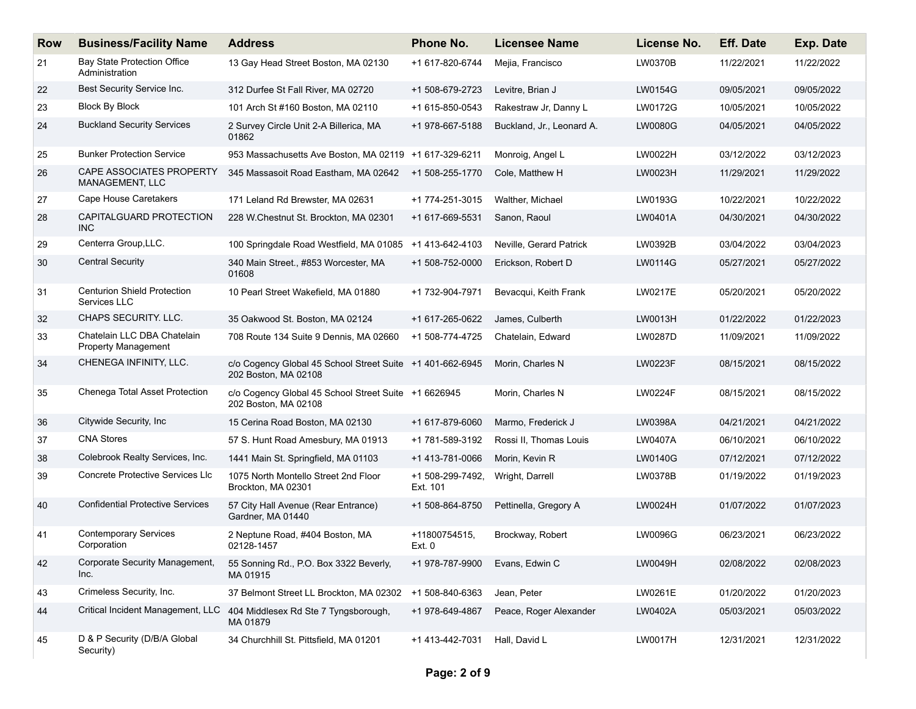| Row | Business/Facility Name | Address | Phone No. | Licensee Name | License No. | Eff. Date | Exp. Date |
|---|---|---|---|---|---|---|---|
| 21 | Bay State Protection Office Administration | 13 Gay Head Street Boston, MA 02130 | +1 617-820-6744 | Mejia, Francisco | LW0370B | 11/22/2021 | 11/22/2022 |
| 22 | Best Security Service Inc. | 312 Durfee St Fall River, MA 02720 | +1 508-679-2723 | Levitre, Brian J | LW0154G | 09/05/2021 | 09/05/2022 |
| 23 | Block By Block | 101 Arch St #160 Boston, MA 02110 | +1 615-850-0543 | Rakestraw Jr, Danny L | LW0172G | 10/05/2021 | 10/05/2022 |
| 24 | Buckland Security Services | 2 Survey Circle Unit 2-A Billerica, MA 01862 | +1 978-667-5188 | Buckland, Jr., Leonard A. | LW0080G | 04/05/2021 | 04/05/2022 |
| 25 | Bunker Protection Service | 953 Massachusetts Ave Boston, MA 02119 | +1 617-329-6211 | Monroig, Angel L | LW0022H | 03/12/2022 | 03/12/2023 |
| 26 | CAPE ASSOCIATES PROPERTY MANAGEMENT, LLC | 345 Massasoit Road Eastham, MA 02642 | +1 508-255-1770 | Cole, Matthew H | LW0023H | 11/29/2021 | 11/29/2022 |
| 27 | Cape House Caretakers | 171 Leland Rd Brewster, MA 02631 | +1 774-251-3015 | Walther, Michael | LW0193G | 10/22/2021 | 10/22/2022 |
| 28 | CAPITALGUARD PROTECTION INC | 228 W.Chestnut St. Brockton, MA 02301 | +1 617-669-5531 | Sanon, Raoul | LW0401A | 04/30/2021 | 04/30/2022 |
| 29 | Centerra Group,LLC. | 100 Springdale Road Westfield, MA 01085 | +1 413-642-4103 | Neville, Gerard Patrick | LW0392B | 03/04/2022 | 03/04/2023 |
| 30 | Central Security | 340 Main Street., #853 Worcester, MA 01608 | +1 508-752-0000 | Erickson, Robert D | LW0114G | 05/27/2021 | 05/27/2022 |
| 31 | Centurion Shield Protection Services LLC | 10 Pearl Street Wakefield, MA 01880 | +1 732-904-7971 | Bevacqui, Keith Frank | LW0217E | 05/20/2021 | 05/20/2022 |
| 32 | CHAPS SECURITY. LLC. | 35 Oakwood St. Boston, MA 02124 | +1 617-265-0622 | James, Culberth | LW0013H | 01/22/2022 | 01/22/2023 |
| 33 | Chatelain LLC DBA Chatelain Property Management | 708 Route 134 Suite 9 Dennis, MA 02660 | +1 508-774-4725 | Chatelain, Edward | LW0287D | 11/09/2021 | 11/09/2022 |
| 34 | CHENEGA INFINITY, LLC. | c/o Cogency Global 45 School Street Suite 202 Boston, MA 02108 | +1 401-662-6945 | Morin, Charles N | LW0223F | 08/15/2021 | 08/15/2022 |
| 35 | Chenega Total Asset Protection | c/o Cogency Global 45 School Street Suite 202 Boston, MA 02108 | +1 6626945 | Morin, Charles N | LW0224F | 08/15/2021 | 08/15/2022 |
| 36 | Citywide Security, Inc | 15 Cerina Road Boston, MA 02130 | +1 617-879-6060 | Marmo, Frederick J | LW0398A | 04/21/2021 | 04/21/2022 |
| 37 | CNA Stores | 57 S. Hunt Road Amesbury, MA 01913 | +1 781-589-3192 | Rossi II, Thomas Louis | LW0407A | 06/10/2021 | 06/10/2022 |
| 38 | Colebrook Realty Services, Inc. | 1441 Main St. Springfield, MA 01103 | +1 413-781-0066 | Morin, Kevin R | LW0140G | 07/12/2021 | 07/12/2022 |
| 39 | Concrete Protective Services Llc | 1075 North Montello Street 2nd Floor Brockton, MA 02301 | +1 508-299-7492, Ext. 101 | Wright, Darrell | LW0378B | 01/19/2022 | 01/19/2023 |
| 40 | Confidential Protective Services | 57 City Hall Avenue (Rear Entrance) Gardner, MA 01440 | +1 508-864-8750 | Pettinella, Gregory A | LW0024H | 01/07/2022 | 01/07/2023 |
| 41 | Contemporary Services Corporation | 2 Neptune Road, #404 Boston, MA 02128-1457 | +11800754515, Ext. 0 | Brockway, Robert | LW0096G | 06/23/2021 | 06/23/2022 |
| 42 | Corporate Security Management, Inc. | 55 Sonning Rd., P.O. Box 3322 Beverly, MA 01915 | +1 978-787-9900 | Evans, Edwin C | LW0049H | 02/08/2022 | 02/08/2023 |
| 43 | Crimeless Security, Inc. | 37 Belmont Street LL Brockton, MA 02302 | +1 508-840-6363 | Jean, Peter | LW0261E | 01/20/2022 | 01/20/2023 |
| 44 | Critical Incident Management, LLC | 404 Middlesex Rd Ste 7 Tyngsborough, MA 01879 | +1 978-649-4867 | Peace, Roger Alexander | LW0402A | 05/03/2021 | 05/03/2022 |
| 45 | D & P Security (D/B/A Global Security) | 34 Churchhill St. Pittsfield, MA 01201 | +1 413-442-7031 | Hall, David L | LW0017H | 12/31/2021 | 12/31/2022 |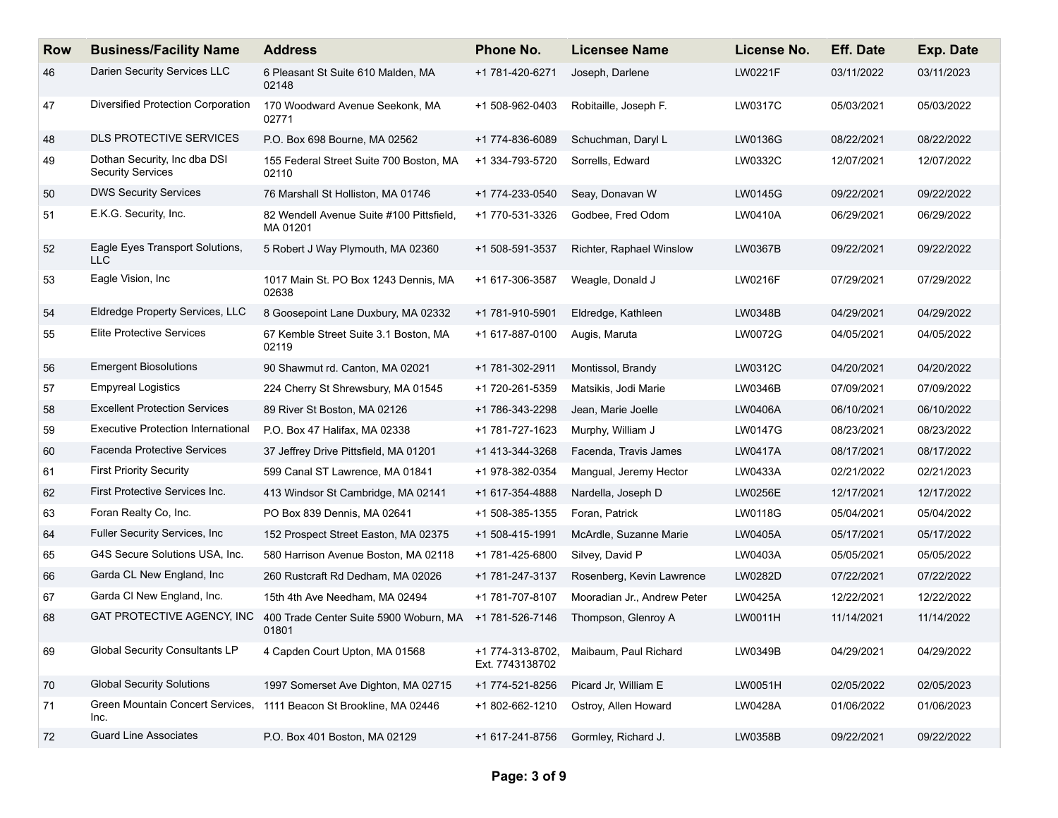| Row | Business/Facility Name | Address | Phone No. | Licensee Name | License No. | Eff. Date | Exp. Date |
|---|---|---|---|---|---|---|---|
| 46 | Darien Security Services LLC | 6 Pleasant St Suite 610 Malden, MA 02148 | +1 781-420-6271 | Joseph, Darlene | LW0221F | 03/11/2022 | 03/11/2023 |
| 47 | Diversified Protection Corporation | 170 Woodward Avenue Seekonk, MA 02771 | +1 508-962-0403 | Robitaille, Joseph F. | LW0317C | 05/03/2021 | 05/03/2022 |
| 48 | DLS PROTECTIVE SERVICES | P.O. Box 698 Bourne, MA 02562 | +1 774-836-6089 | Schuchman, Daryl L | LW0136G | 08/22/2021 | 08/22/2022 |
| 49 | Dothan Security, Inc dba DSI Security Services | 155 Federal Street Suite 700 Boston, MA 02110 | +1 334-793-5720 | Sorrells, Edward | LW0332C | 12/07/2021 | 12/07/2022 |
| 50 | DWS Security Services | 76 Marshall St Holliston, MA 01746 | +1 774-233-0540 | Seay, Donavan W | LW0145G | 09/22/2021 | 09/22/2022 |
| 51 | E.K.G. Security, Inc. | 82 Wendell Avenue Suite #100 Pittsfield, MA 01201 | +1 770-531-3326 | Godbee, Fred Odom | LW0410A | 06/29/2021 | 06/29/2022 |
| 52 | Eagle Eyes Transport Solutions, LLC | 5 Robert J Way Plymouth, MA 02360 | +1 508-591-3537 | Richter, Raphael Winslow | LW0367B | 09/22/2021 | 09/22/2022 |
| 53 | Eagle Vision, Inc | 1017 Main St. PO Box 1243 Dennis, MA 02638 | +1 617-306-3587 | Weagle, Donald J | LW0216F | 07/29/2021 | 07/29/2022 |
| 54 | Eldredge Property Services, LLC | 8 Goosepoint Lane Duxbury, MA 02332 | +1 781-910-5901 | Eldredge, Kathleen | LW0348B | 04/29/2021 | 04/29/2022 |
| 55 | Elite Protective Services | 67 Kemble Street Suite 3.1 Boston, MA 02119 | +1 617-887-0100 | Augis, Maruta | LW0072G | 04/05/2021 | 04/05/2022 |
| 56 | Emergent Biosolutions | 90 Shawmut rd. Canton, MA 02021 | +1 781-302-2911 | Montissol, Brandy | LW0312C | 04/20/2021 | 04/20/2022 |
| 57 | Empyreal Logistics | 224 Cherry St Shrewsbury, MA 01545 | +1 720-261-5359 | Matsikis, Jodi Marie | LW0346B | 07/09/2021 | 07/09/2022 |
| 58 | Excellent Protection Services | 89 River St Boston, MA 02126 | +1 786-343-2298 | Jean, Marie Joelle | LW0406A | 06/10/2021 | 06/10/2022 |
| 59 | Executive Protection International | P.O. Box 47 Halifax, MA 02338 | +1 781-727-1623 | Murphy, William J | LW0147G | 08/23/2021 | 08/23/2022 |
| 60 | Facenda Protective Services | 37 Jeffrey Drive Pittsfield, MA 01201 | +1 413-344-3268 | Facenda, Travis James | LW0417A | 08/17/2021 | 08/17/2022 |
| 61 | First Priority Security | 599 Canal ST Lawrence, MA 01841 | +1 978-382-0354 | Mangual, Jeremy Hector | LW0433A | 02/21/2022 | 02/21/2023 |
| 62 | First Protective Services Inc. | 413 Windsor St Cambridge, MA 02141 | +1 617-354-4888 | Nardella, Joseph D | LW0256E | 12/17/2021 | 12/17/2022 |
| 63 | Foran Realty Co, Inc. | PO Box 839 Dennis, MA 02641 | +1 508-385-1355 | Foran, Patrick | LW0118G | 05/04/2021 | 05/04/2022 |
| 64 | Fuller Security Services, Inc | 152 Prospect Street Easton, MA 02375 | +1 508-415-1991 | McArdle, Suzanne Marie | LW0405A | 05/17/2021 | 05/17/2022 |
| 65 | G4S Secure Solutions USA, Inc. | 580 Harrison Avenue Boston, MA 02118 | +1 781-425-6800 | Silvey, David P | LW0403A | 05/05/2021 | 05/05/2022 |
| 66 | Garda CL New England, Inc | 260 Rustcraft Rd Dedham, MA 02026 | +1 781-247-3137 | Rosenberg, Kevin Lawrence | LW0282D | 07/22/2021 | 07/22/2022 |
| 67 | Garda Cl New England, Inc. | 15th 4th Ave Needham, MA 02494 | +1 781-707-8107 | Mooradian Jr., Andrew Peter | LW0425A | 12/22/2021 | 12/22/2022 |
| 68 | GAT PROTECTIVE AGENCY, INC | 400 Trade Center Suite 5900 Woburn, MA 01801 | +1 781-526-7146 | Thompson, Glenroy A | LW0011H | 11/14/2021 | 11/14/2022 |
| 69 | Global Security Consultants LP | 4 Capden Court Upton, MA 01568 | +1 774-313-8702, Ext. 7743138702 | Maibaum, Paul Richard | LW0349B | 04/29/2021 | 04/29/2022 |
| 70 | Global Security Solutions | 1997 Somerset Ave Dighton, MA 02715 | +1 774-521-8256 | Picard Jr, William E | LW0051H | 02/05/2022 | 02/05/2023 |
| 71 | Green Mountain Concert Services, Inc. | 1111 Beacon St Brookline, MA 02446 | +1 802-662-1210 | Ostroy, Allen Howard | LW0428A | 01/06/2022 | 01/06/2023 |
| 72 | Guard Line Associates | P.O. Box 401 Boston, MA 02129 | +1 617-241-8756 | Gormley, Richard J. | LW0358B | 09/22/2021 | 09/22/2022 |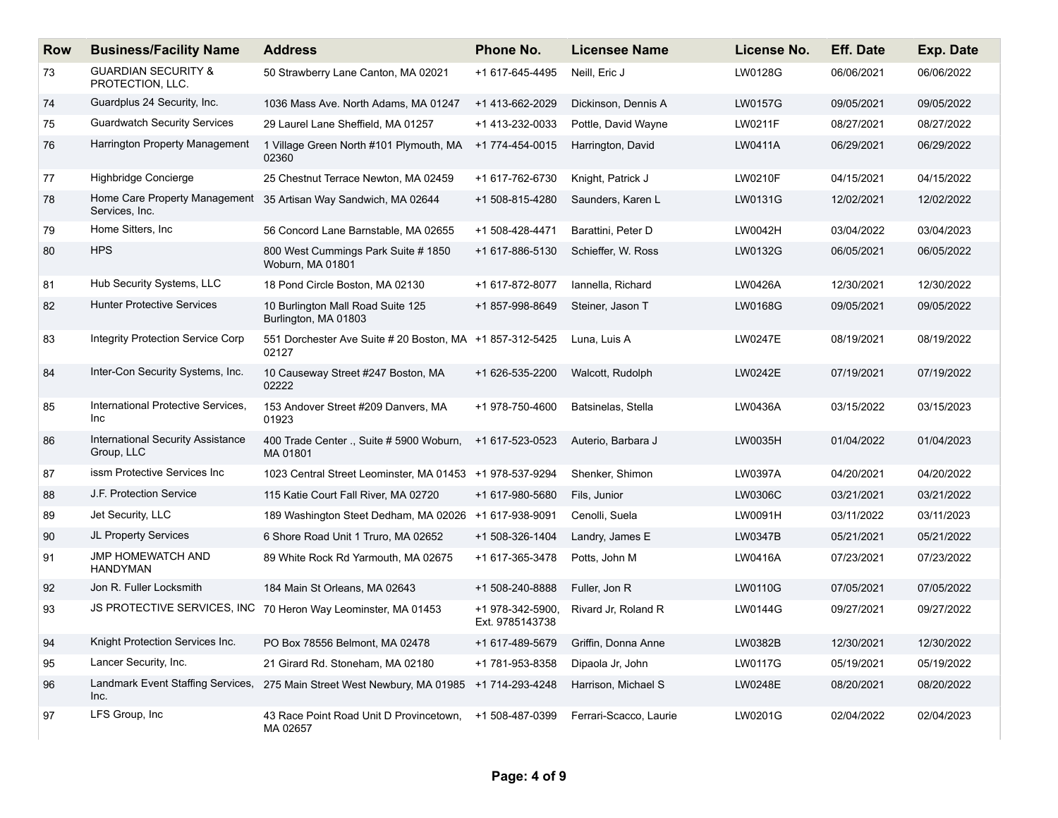| Row | Business/Facility Name | Address | Phone No. | Licensee Name | License No. | Eff. Date | Exp. Date |
|---|---|---|---|---|---|---|---|
| 73 | GUARDIAN SECURITY & PROTECTION, LLC. | 50 Strawberry Lane Canton, MA 02021 | +1 617-645-4495 | Neill, Eric J | LW0128G | 06/06/2021 | 06/06/2022 |
| 74 | Guardplus 24 Security, Inc. | 1036 Mass Ave. North Adams, MA 01247 | +1 413-662-2029 | Dickinson, Dennis A | LW0157G | 09/05/2021 | 09/05/2022 |
| 75 | Guardwatch Security Services | 29 Laurel Lane Sheffield, MA 01257 | +1 413-232-0033 | Pottle, David Wayne | LW0211F | 08/27/2021 | 08/27/2022 |
| 76 | Harrington Property Management | 1 Village Green North #101 Plymouth, MA 02360 | +1 774-454-0015 | Harrington, David | LW0411A | 06/29/2021 | 06/29/2022 |
| 77 | Highbridge Concierge | 25 Chestnut Terrace Newton, MA 02459 | +1 617-762-6730 | Knight, Patrick J | LW0210F | 04/15/2021 | 04/15/2022 |
| 78 | Home Care Property Management Services, Inc. | 35 Artisan Way Sandwich, MA 02644 | +1 508-815-4280 | Saunders, Karen L | LW0131G | 12/02/2021 | 12/02/2022 |
| 79 | Home Sitters, Inc | 56 Concord Lane Barnstable, MA 02655 | +1 508-428-4471 | Barattini, Peter D | LW0042H | 03/04/2022 | 03/04/2023 |
| 80 | HPS | 800 West Cummings Park Suite # 1850 Woburn, MA 01801 | +1 617-886-5130 | Schieffer, W. Ross | LW0132G | 06/05/2021 | 06/05/2022 |
| 81 | Hub Security Systems, LLC | 18 Pond Circle Boston, MA 02130 | +1 617-872-8077 | Iannella, Richard | LW0426A | 12/30/2021 | 12/30/2022 |
| 82 | Hunter Protective Services | 10 Burlington Mall Road Suite 125 Burlington, MA 01803 | +1 857-998-8649 | Steiner, Jason T | LW0168G | 09/05/2021 | 09/05/2022 |
| 83 | Integrity Protection Service Corp | 551 Dorchester Ave Suite # 20 Boston, MA 02127 | +1 857-312-5425 | Luna, Luis A | LW0247E | 08/19/2021 | 08/19/2022 |
| 84 | Inter-Con Security Systems, Inc. | 10 Causeway Street #247 Boston, MA 02222 | +1 626-535-2200 | Walcott, Rudolph | LW0242E | 07/19/2021 | 07/19/2022 |
| 85 | International Protective Services, Inc | 153 Andover Street #209 Danvers, MA 01923 | +1 978-750-4600 | Batsinelas, Stella | LW0436A | 03/15/2022 | 03/15/2023 |
| 86 | International Security Assistance Group, LLC | 400 Trade Center ., Suite # 5900 Woburn, MA 01801 | +1 617-523-0523 | Auterio, Barbara J | LW0035H | 01/04/2022 | 01/04/2023 |
| 87 | issm Protective Services Inc | 1023 Central Street Leominster, MA 01453 | +1 978-537-9294 | Shenker, Shimon | LW0397A | 04/20/2021 | 04/20/2022 |
| 88 | J.F. Protection Service | 115 Katie Court Fall River, MA 02720 | +1 617-980-5680 | Fils, Junior | LW0306C | 03/21/2021 | 03/21/2022 |
| 89 | Jet Security, LLC | 189 Washington Steet Dedham, MA 02026 | +1 617-938-9091 | Cenolli, Suela | LW0091H | 03/11/2022 | 03/11/2023 |
| 90 | JL Property Services | 6 Shore Road Unit 1 Truro, MA 02652 | +1 508-326-1404 | Landry, James E | LW0347B | 05/21/2021 | 05/21/2022 |
| 91 | JMP HOMEWATCH AND HANDYMAN | 89 White Rock Rd Yarmouth, MA 02675 | +1 617-365-3478 | Potts, John M | LW0416A | 07/23/2021 | 07/23/2022 |
| 92 | Jon R. Fuller Locksmith | 184 Main St Orleans, MA 02643 | +1 508-240-8888 | Fuller, Jon R | LW0110G | 07/05/2021 | 07/05/2022 |
| 93 | JS PROTECTIVE SERVICES, INC | 70 Heron Way Leominster, MA 01453 | +1 978-342-5900, Ext. 9785143738 | Rivard Jr, Roland R | LW0144G | 09/27/2021 | 09/27/2022 |
| 94 | Knight Protection Services Inc. | PO Box 78556 Belmont, MA 02478 | +1 617-489-5679 | Griffin, Donna Anne | LW0382B | 12/30/2021 | 12/30/2022 |
| 95 | Lancer Security, Inc. | 21 Girard Rd. Stoneham, MA 02180 | +1 781-953-8358 | Dipaola Jr, John | LW0117G | 05/19/2021 | 05/19/2022 |
| 96 | Landmark Event Staffing Services, Inc. | 275 Main Street West Newbury, MA 01985 | +1 714-293-4248 | Harrison, Michael S | LW0248E | 08/20/2021 | 08/20/2022 |
| 97 | LFS Group, Inc | 43 Race Point Road Unit D Provincetown, MA 02657 | +1 508-487-0399 | Ferrari-Scacco, Laurie | LW0201G | 02/04/2022 | 02/04/2023 |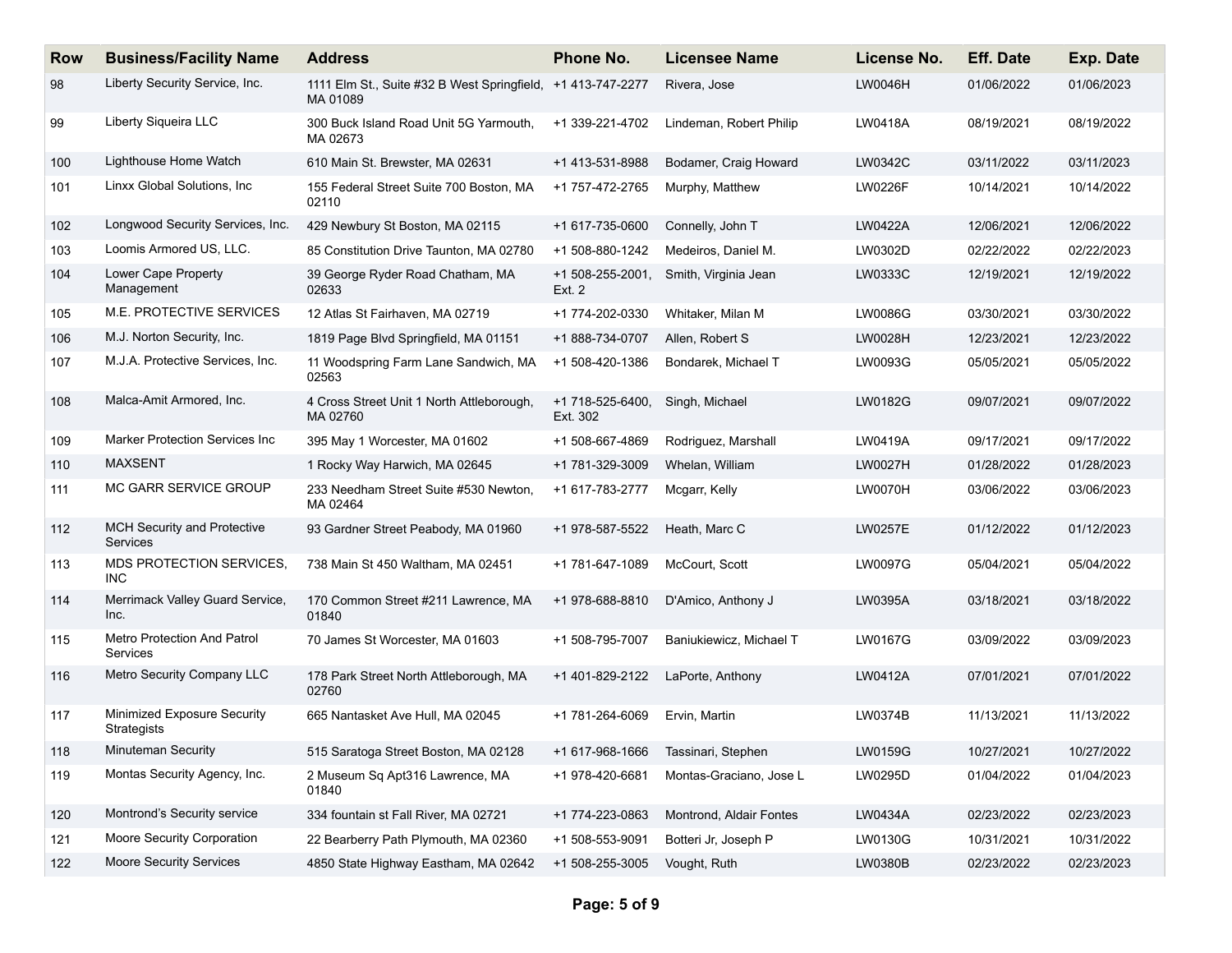| Row | Business/Facility Name | Address | Phone No. | Licensee Name | License No. | Eff. Date | Exp. Date |
|---|---|---|---|---|---|---|---|
| 98 | Liberty Security Service, Inc. | 1111 Elm St., Suite #32 B West Springfield, MA 01089 | +1 413-747-2277 | Rivera, Jose | LW0046H | 01/06/2022 | 01/06/2023 |
| 99 | Liberty Siqueira LLC | 300 Buck Island Road Unit 5G Yarmouth, MA 02673 | +1 339-221-4702 | Lindeman, Robert Philip | LW0418A | 08/19/2021 | 08/19/2022 |
| 100 | Lighthouse Home Watch | 610 Main St. Brewster, MA 02631 | +1 413-531-8988 | Bodamer, Craig Howard | LW0342C | 03/11/2022 | 03/11/2023 |
| 101 | Linxx Global Solutions, Inc | 155 Federal Street Suite 700 Boston, MA 02110 | +1 757-472-2765 | Murphy, Matthew | LW0226F | 10/14/2021 | 10/14/2022 |
| 102 | Longwood Security Services, Inc. | 429 Newbury St Boston, MA 02115 | +1 617-735-0600 | Connelly, John T | LW0422A | 12/06/2021 | 12/06/2022 |
| 103 | Loomis Armored US, LLC. | 85 Constitution Drive Taunton, MA 02780 | +1 508-880-1242 | Medeiros, Daniel M. | LW0302D | 02/22/2022 | 02/22/2023 |
| 104 | Lower Cape Property Management | 39 George Ryder Road Chatham, MA 02633 | +1 508-255-2001, Ext. 2 | Smith, Virginia Jean | LW0333C | 12/19/2021 | 12/19/2022 |
| 105 | M.E. PROTECTIVE SERVICES | 12 Atlas St Fairhaven, MA 02719 | +1 774-202-0330 | Whitaker, Milan M | LW0086G | 03/30/2021 | 03/30/2022 |
| 106 | M.J. Norton Security, Inc. | 1819 Page Blvd Springfield, MA 01151 | +1 888-734-0707 | Allen, Robert S | LW0028H | 12/23/2021 | 12/23/2022 |
| 107 | M.J.A. Protective Services, Inc. | 11 Woodspring Farm Lane Sandwich, MA 02563 | +1 508-420-1386 | Bondarek, Michael T | LW0093G | 05/05/2021 | 05/05/2022 |
| 108 | Malca-Amit Armored, Inc. | 4 Cross Street Unit 1 North Attleborough, MA 02760 | +1 718-525-6400, Ext. 302 | Singh, Michael | LW0182G | 09/07/2021 | 09/07/2022 |
| 109 | Marker Protection Services Inc | 395 May 1 Worcester, MA 01602 | +1 508-667-4869 | Rodriguez, Marshall | LW0419A | 09/17/2021 | 09/17/2022 |
| 110 | MAXSENT | 1 Rocky Way Harwich, MA 02645 | +1 781-329-3009 | Whelan, William | LW0027H | 01/28/2022 | 01/28/2023 |
| 111 | MC GARR SERVICE GROUP | 233 Needham Street Suite #530 Newton, MA 02464 | +1 617-783-2777 | Mcgarr, Kelly | LW0070H | 03/06/2022 | 03/06/2023 |
| 112 | MCH Security and Protective Services | 93 Gardner Street Peabody, MA 01960 | +1 978-587-5522 | Heath, Marc C | LW0257E | 01/12/2022 | 01/12/2023 |
| 113 | MDS PROTECTION SERVICES, INC | 738 Main St 450 Waltham, MA 02451 | +1 781-647-1089 | McCourt, Scott | LW0097G | 05/04/2021 | 05/04/2022 |
| 114 | Merrimack Valley Guard Service, Inc. | 170 Common Street #211 Lawrence, MA 01840 | +1 978-688-8810 | D'Amico, Anthony J | LW0395A | 03/18/2021 | 03/18/2022 |
| 115 | Metro Protection And Patrol Services | 70 James St Worcester, MA 01603 | +1 508-795-7007 | Baniukiewicz, Michael T | LW0167G | 03/09/2022 | 03/09/2023 |
| 116 | Metro Security Company LLC | 178 Park Street North Attleborough, MA 02760 | +1 401-829-2122 | LaPorte, Anthony | LW0412A | 07/01/2021 | 07/01/2022 |
| 117 | Minimized Exposure Security Strategists | 665 Nantasket Ave Hull, MA 02045 | +1 781-264-6069 | Ervin, Martin | LW0374B | 11/13/2021 | 11/13/2022 |
| 118 | Minuteman Security | 515 Saratoga Street Boston, MA 02128 | +1 617-968-1666 | Tassinari, Stephen | LW0159G | 10/27/2021 | 10/27/2022 |
| 119 | Montas Security Agency, Inc. | 2 Museum Sq Apt316 Lawrence, MA 01840 | +1 978-420-6681 | Montas-Graciano, Jose L | LW0295D | 01/04/2022 | 01/04/2023 |
| 120 | Montrond's Security service | 334 fountain st Fall River, MA 02721 | +1 774-223-0863 | Montrond, Aldair Fontes | LW0434A | 02/23/2022 | 02/23/2023 |
| 121 | Moore Security Corporation | 22 Bearberry Path Plymouth, MA 02360 | +1 508-553-9091 | Botteri Jr, Joseph P | LW0130G | 10/31/2021 | 10/31/2022 |
| 122 | Moore Security Services | 4850 State Highway Eastham, MA 02642 | +1 508-255-3005 | Vought, Ruth | LW0380B | 02/23/2022 | 02/23/2023 |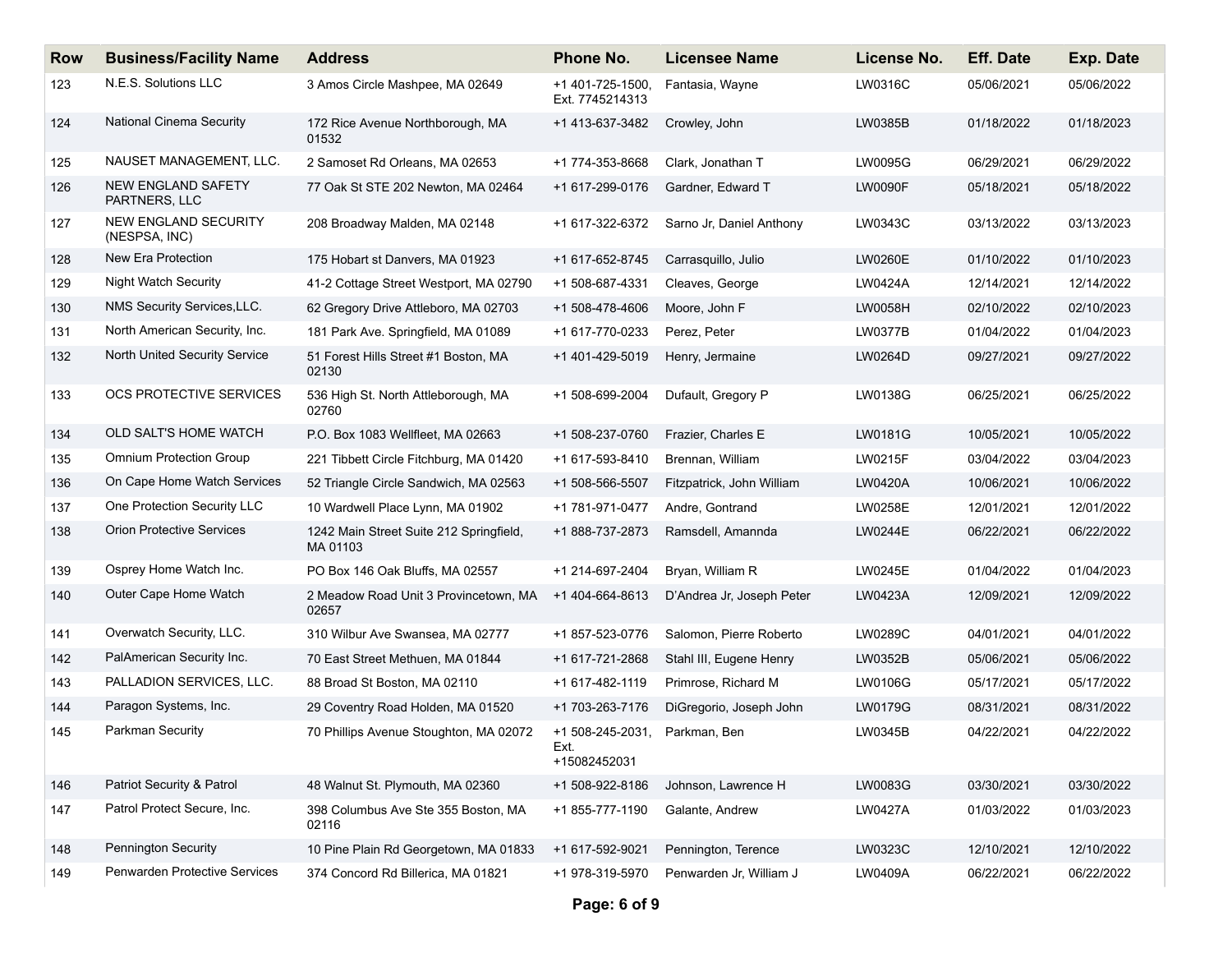| Row | Business/Facility Name | Address | Phone No. | Licensee Name | License No. | Eff. Date | Exp. Date |
|---|---|---|---|---|---|---|---|
| 123 | N.E.S. Solutions LLC | 3 Amos Circle Mashpee, MA 02649 | +1 401-725-1500, Ext. 7745214313 | Fantasia, Wayne | LW0316C | 05/06/2021 | 05/06/2022 |
| 124 | National Cinema Security | 172 Rice Avenue Northborough, MA 01532 | +1 413-637-3482 | Crowley, John | LW0385B | 01/18/2022 | 01/18/2023 |
| 125 | NAUSET MANAGEMENT, LLC. | 2 Samoset Rd Orleans, MA 02653 | +1 774-353-8668 | Clark, Jonathan T | LW0095G | 06/29/2021 | 06/29/2022 |
| 126 | NEW ENGLAND SAFETY PARTNERS, LLC | 77 Oak St STE 202 Newton, MA 02464 | +1 617-299-0176 | Gardner, Edward T | LW0090F | 05/18/2021 | 05/18/2022 |
| 127 | NEW ENGLAND SECURITY (NESPSA, INC) | 208 Broadway Malden, MA 02148 | +1 617-322-6372 | Sarno Jr, Daniel Anthony | LW0343C | 03/13/2022 | 03/13/2023 |
| 128 | New Era Protection | 175 Hobart st Danvers, MA 01923 | +1 617-652-8745 | Carrasquillo, Julio | LW0260E | 01/10/2022 | 01/10/2023 |
| 129 | Night Watch Security | 41-2 Cottage Street Westport, MA 02790 | +1 508-687-4331 | Cleaves, George | LW0424A | 12/14/2021 | 12/14/2022 |
| 130 | NMS Security Services,LLC. | 62 Gregory Drive Attleboro, MA 02703 | +1 508-478-4606 | Moore, John F | LW0058H | 02/10/2022 | 02/10/2023 |
| 131 | North American Security, Inc. | 181 Park Ave. Springfield, MA 01089 | +1 617-770-0233 | Perez, Peter | LW0377B | 01/04/2022 | 01/04/2023 |
| 132 | North United Security Service | 51 Forest Hills Street #1 Boston, MA 02130 | +1 401-429-5019 | Henry, Jermaine | LW0264D | 09/27/2021 | 09/27/2022 |
| 133 | OCS PROTECTIVE SERVICES | 536 High St. North Attleborough, MA 02760 | +1 508-699-2004 | Dufault, Gregory P | LW0138G | 06/25/2021 | 06/25/2022 |
| 134 | OLD SALT'S HOME WATCH | P.O. Box 1083 Wellfleet, MA 02663 | +1 508-237-0760 | Frazier, Charles E | LW0181G | 10/05/2021 | 10/05/2022 |
| 135 | Omnium Protection Group | 221 Tibbett Circle Fitchburg, MA 01420 | +1 617-593-8410 | Brennan, William | LW0215F | 03/04/2022 | 03/04/2023 |
| 136 | On Cape Home Watch Services | 52 Triangle Circle Sandwich, MA 02563 | +1 508-566-5507 | Fitzpatrick, John William | LW0420A | 10/06/2021 | 10/06/2022 |
| 137 | One Protection Security LLC | 10 Wardwell Place Lynn, MA 01902 | +1 781-971-0477 | Andre, Gontrand | LW0258E | 12/01/2021 | 12/01/2022 |
| 138 | Orion Protective Services | 1242 Main Street Suite 212 Springfield, MA 01103 | +1 888-737-2873 | Ramsdell, Amannda | LW0244E | 06/22/2021 | 06/22/2022 |
| 139 | Osprey Home Watch Inc. | PO Box 146 Oak Bluffs, MA 02557 | +1 214-697-2404 | Bryan, William R | LW0245E | 01/04/2022 | 01/04/2023 |
| 140 | Outer Cape Home Watch | 2 Meadow Road Unit 3 Provincetown, MA 02657 | +1 404-664-8613 | D'Andrea Jr, Joseph Peter | LW0423A | 12/09/2021 | 12/09/2022 |
| 141 | Overwatch Security, LLC. | 310 Wilbur Ave Swansea, MA 02777 | +1 857-523-0776 | Salomon, Pierre Roberto | LW0289C | 04/01/2021 | 04/01/2022 |
| 142 | PalAmerican Security Inc. | 70 East Street Methuen, MA 01844 | +1 617-721-2868 | Stahl III, Eugene Henry | LW0352B | 05/06/2021 | 05/06/2022 |
| 143 | PALLADION SERVICES, LLC. | 88 Broad St Boston, MA 02110 | +1 617-482-1119 | Primrose, Richard M | LW0106G | 05/17/2021 | 05/17/2022 |
| 144 | Paragon Systems, Inc. | 29 Coventry Road Holden, MA 01520 | +1 703-263-7176 | DiGregorio, Joseph John | LW0179G | 08/31/2021 | 08/31/2022 |
| 145 | Parkman Security | 70 Phillips Avenue Stoughton, MA 02072 | +1 508-245-2031, Ext. +15082452031 | Parkman, Ben | LW0345B | 04/22/2021 | 04/22/2022 |
| 146 | Patriot Security & Patrol | 48 Walnut St. Plymouth, MA 02360 | +1 508-922-8186 | Johnson, Lawrence H | LW0083G | 03/30/2021 | 03/30/2022 |
| 147 | Patrol Protect Secure, Inc. | 398 Columbus Ave Ste 355 Boston, MA 02116 | +1 855-777-1190 | Galante, Andrew | LW0427A | 01/03/2022 | 01/03/2023 |
| 148 | Pennington Security | 10 Pine Plain Rd Georgetown, MA 01833 | +1 617-592-9021 | Pennington, Terence | LW0323C | 12/10/2021 | 12/10/2022 |
| 149 | Penwarden Protective Services | 374 Concord Rd Billerica, MA 01821 | +1 978-319-5970 | Penwarden Jr, William J | LW0409A | 06/22/2021 | 06/22/2022 |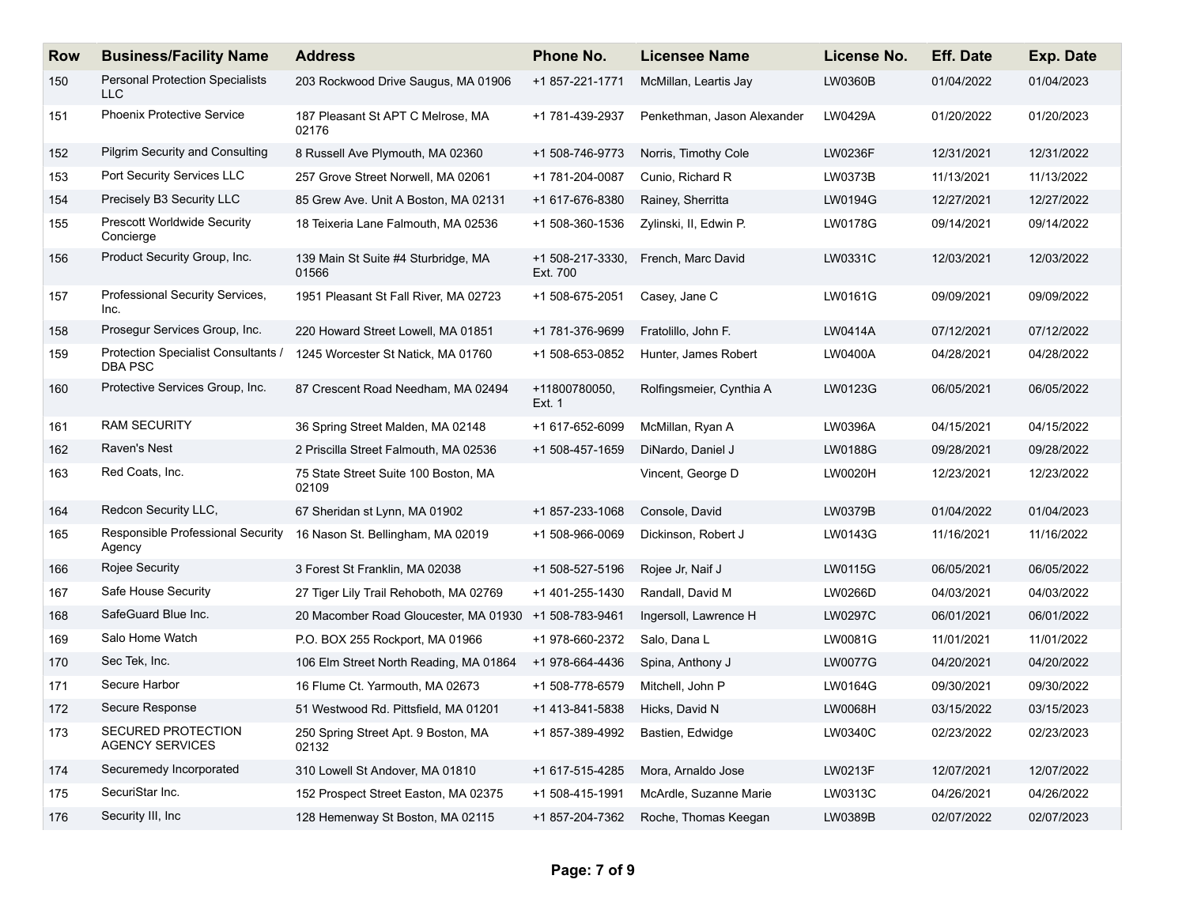| Row | Business/Facility Name | Address | Phone No. | Licensee Name | License No. | Eff. Date | Exp. Date |
|---|---|---|---|---|---|---|---|
| 150 | Personal Protection Specialists LLC | 203 Rockwood Drive Saugus, MA 01906 | +1 857-221-1771 | McMillan, Leartis Jay | LW0360B | 01/04/2022 | 01/04/2023 |
| 151 | Phoenix Protective Service | 187 Pleasant St APT C Melrose, MA 02176 | +1 781-439-2937 | Penkethman, Jason Alexander | LW0429A | 01/20/2022 | 01/20/2023 |
| 152 | Pilgrim Security and Consulting | 8 Russell Ave Plymouth, MA 02360 | +1 508-746-9773 | Norris, Timothy Cole | LW0236F | 12/31/2021 | 12/31/2022 |
| 153 | Port Security Services LLC | 257 Grove Street Norwell, MA 02061 | +1 781-204-0087 | Cunio, Richard R | LW0373B | 11/13/2021 | 11/13/2022 |
| 154 | Precisely B3 Security LLC | 85 Grew Ave. Unit A Boston, MA 02131 | +1 617-676-8380 | Rainey, Sherritta | LW0194G | 12/27/2021 | 12/27/2022 |
| 155 | Prescott Worldwide Security Concierge | 18 Teixeria Lane Falmouth, MA 02536 | +1 508-360-1536 | Zylinski, II, Edwin P. | LW0178G | 09/14/2021 | 09/14/2022 |
| 156 | Product Security Group, Inc. | 139 Main St Suite #4 Sturbridge, MA 01566 | +1 508-217-3330, Ext. 700 | French, Marc David | LW0331C | 12/03/2021 | 12/03/2022 |
| 157 | Professional Security Services, Inc. | 1951 Pleasant St Fall River, MA 02723 | +1 508-675-2051 | Casey, Jane C | LW0161G | 09/09/2021 | 09/09/2022 |
| 158 | Prosegur Services Group, Inc. | 220 Howard Street Lowell, MA 01851 | +1 781-376-9699 | Fratolillo, John F. | LW0414A | 07/12/2021 | 07/12/2022 |
| 159 | Protection Specialist Consultants / DBA PSC | 1245 Worcester St Natick, MA 01760 | +1 508-653-0852 | Hunter, James Robert | LW0400A | 04/28/2021 | 04/28/2022 |
| 160 | Protective Services Group, Inc. | 87 Crescent Road Needham, MA 02494 | +11800780050, Ext. 1 | Rolfingsmeier, Cynthia A | LW0123G | 06/05/2021 | 06/05/2022 |
| 161 | RAM SECURITY | 36 Spring Street Malden, MA 02148 | +1 617-652-6099 | McMillan, Ryan A | LW0396A | 04/15/2021 | 04/15/2022 |
| 162 | Raven's Nest | 2 Priscilla Street Falmouth, MA 02536 | +1 508-457-1659 | DiNardo, Daniel J | LW0188G | 09/28/2021 | 09/28/2022 |
| 163 | Red Coats, Inc. | 75 State Street Suite 100 Boston, MA 02109 | | Vincent, George D | LW0020H | 12/23/2021 | 12/23/2022 |
| 164 | Redcon Security LLC, | 67 Sheridan st Lynn, MA 01902 | +1 857-233-1068 | Console, David | LW0379B | 01/04/2022 | 01/04/2023 |
| 165 | Responsible Professional Security Agency | 16 Nason St. Bellingham, MA 02019 | +1 508-966-0069 | Dickinson, Robert J | LW0143G | 11/16/2021 | 11/16/2022 |
| 166 | Rojee Security | 3 Forest St Franklin, MA 02038 | +1 508-527-5196 | Rojee Jr, Naif J | LW0115G | 06/05/2021 | 06/05/2022 |
| 167 | Safe House Security | 27 Tiger Lily Trail Rehoboth, MA 02769 | +1 401-255-1430 | Randall, David M | LW0266D | 04/03/2021 | 04/03/2022 |
| 168 | SafeGuard Blue Inc. | 20 Macomber Road Gloucester, MA 01930 | +1 508-783-9461 | Ingersoll, Lawrence H | LW0297C | 06/01/2021 | 06/01/2022 |
| 169 | Salo Home Watch | P.O. BOX 255 Rockport, MA 01966 | +1 978-660-2372 | Salo, Dana L | LW0081G | 11/01/2021 | 11/01/2022 |
| 170 | Sec Tek, Inc. | 106 Elm Street North Reading, MA 01864 | +1 978-664-4436 | Spina, Anthony J | LW0077G | 04/20/2021 | 04/20/2022 |
| 171 | Secure Harbor | 16 Flume Ct. Yarmouth, MA 02673 | +1 508-778-6579 | Mitchell, John P | LW0164G | 09/30/2021 | 09/30/2022 |
| 172 | Secure Response | 51 Westwood Rd. Pittsfield, MA 01201 | +1 413-841-5838 | Hicks, David N | LW0068H | 03/15/2022 | 03/15/2023 |
| 173 | SECURED PROTECTION AGENCY SERVICES | 250 Spring Street Apt. 9 Boston, MA 02132 | +1 857-389-4992 | Bastien, Edwidge | LW0340C | 02/23/2022 | 02/23/2023 |
| 174 | Securemedy Incorporated | 310 Lowell St Andover, MA 01810 | +1 617-515-4285 | Mora, Arnaldo Jose | LW0213F | 12/07/2021 | 12/07/2022 |
| 175 | SecuriStar Inc. | 152 Prospect Street Easton, MA 02375 | +1 508-415-1991 | McArdle, Suzanne Marie | LW0313C | 04/26/2021 | 04/26/2022 |
| 176 | Security III, Inc | 128 Hemenway St Boston, MA 02115 | +1 857-204-7362 | Roche, Thomas Keegan | LW0389B | 02/07/2022 | 02/07/2023 |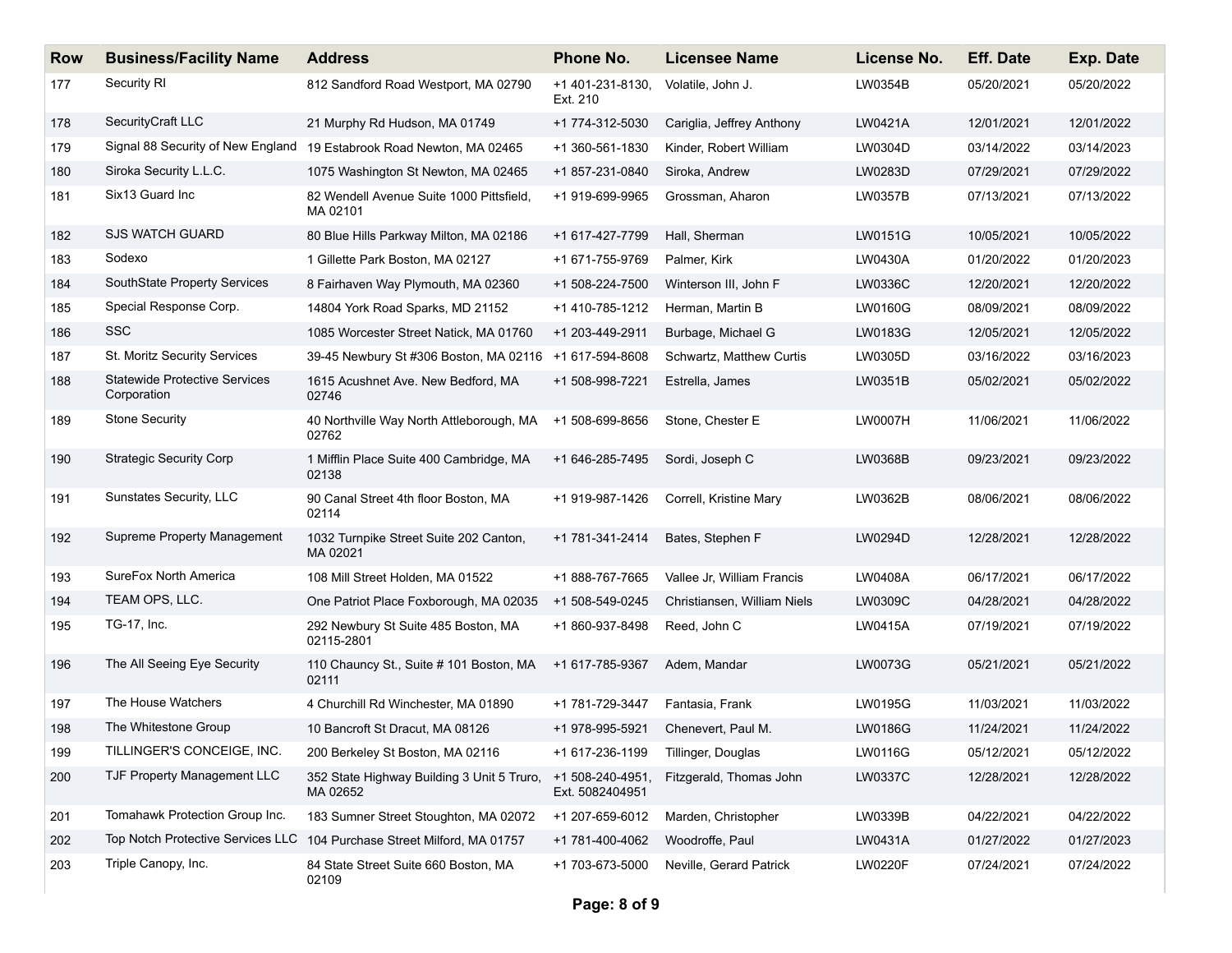| Row | Business/Facility Name | Address | Phone No. | Licensee Name | License No. | Eff. Date | Exp. Date |
|---|---|---|---|---|---|---|---|
| 177 | Security RI | 812 Sandford Road Westport, MA 02790 | +1 401-231-8130, Ext. 210 | Volatile, John J. | LW0354B | 05/20/2021 | 05/20/2022 |
| 178 | SecurityCraft LLC | 21 Murphy Rd Hudson, MA 01749 | +1 774-312-5030 | Cariglia, Jeffrey Anthony | LW0421A | 12/01/2021 | 12/01/2022 |
| 179 | Signal 88 Security of New England | 19 Estabrook Road Newton, MA 02465 | +1 360-561-1830 | Kinder, Robert William | LW0304D | 03/14/2022 | 03/14/2023 |
| 180 | Siroka Security L.L.C. | 1075 Washington St Newton, MA 02465 | +1 857-231-0840 | Siroka, Andrew | LW0283D | 07/29/2021 | 07/29/2022 |
| 181 | Six13 Guard Inc | 82 Wendell Avenue Suite 1000 Pittsfield, MA 02101 | +1 919-699-9965 | Grossman, Aharon | LW0357B | 07/13/2021 | 07/13/2022 |
| 182 | SJS WATCH GUARD | 80 Blue Hills Parkway Milton, MA 02186 | +1 617-427-7799 | Hall, Sherman | LW0151G | 10/05/2021 | 10/05/2022 |
| 183 | Sodexo | 1 Gillette Park Boston, MA 02127 | +1 671-755-9769 | Palmer, Kirk | LW0430A | 01/20/2022 | 01/20/2023 |
| 184 | SouthState Property Services | 8 Fairhaven Way Plymouth, MA 02360 | +1 508-224-7500 | Winterson III, John F | LW0336C | 12/20/2021 | 12/20/2022 |
| 185 | Special Response Corp. | 14804 York Road Sparks, MD 21152 | +1 410-785-1212 | Herman, Martin B | LW0160G | 08/09/2021 | 08/09/2022 |
| 186 | SSC | 1085 Worcester Street Natick, MA 01760 | +1 203-449-2911 | Burbage, Michael G | LW0183G | 12/05/2021 | 12/05/2022 |
| 187 | St. Moritz Security Services | 39-45 Newbury St #306 Boston, MA 02116 | +1 617-594-8608 | Schwartz, Matthew Curtis | LW0305D | 03/16/2022 | 03/16/2023 |
| 188 | Statewide Protective Services Corporation | 1615 Acushnet Ave. New Bedford, MA 02746 | +1 508-998-7221 | Estrella, James | LW0351B | 05/02/2021 | 05/02/2022 |
| 189 | Stone Security | 40 Northville Way North Attleborough, MA 02762 | +1 508-699-8656 | Stone, Chester E | LW0007H | 11/06/2021 | 11/06/2022 |
| 190 | Strategic Security Corp | 1 Mifflin Place Suite 400 Cambridge, MA 02138 | +1 646-285-7495 | Sordi, Joseph C | LW0368B | 09/23/2021 | 09/23/2022 |
| 191 | Sunstates Security, LLC | 90 Canal Street 4th floor Boston, MA 02114 | +1 919-987-1426 | Correll, Kristine Mary | LW0362B | 08/06/2021 | 08/06/2022 |
| 192 | Supreme Property Management | 1032 Turnpike Street Suite 202 Canton, MA 02021 | +1 781-341-2414 | Bates, Stephen F | LW0294D | 12/28/2021 | 12/28/2022 |
| 193 | SureFox North America | 108 Mill Street Holden, MA 01522 | +1 888-767-7665 | Vallee Jr, William Francis | LW0408A | 06/17/2021 | 06/17/2022 |
| 194 | TEAM OPS, LLC. | One Patriot Place Foxborough, MA 02035 | +1 508-549-0245 | Christiansen, William Niels | LW0309C | 04/28/2021 | 04/28/2022 |
| 195 | TG-17, Inc. | 292 Newbury St Suite 485 Boston, MA 02115-2801 | +1 860-937-8498 | Reed, John C | LW0415A | 07/19/2021 | 07/19/2022 |
| 196 | The All Seeing Eye Security | 110 Chauncy St., Suite # 101 Boston, MA 02111 | +1 617-785-9367 | Adem, Mandar | LW0073G | 05/21/2021 | 05/21/2022 |
| 197 | The House Watchers | 4 Churchill Rd Winchester, MA 01890 | +1 781-729-3447 | Fantasia, Frank | LW0195G | 11/03/2021 | 11/03/2022 |
| 198 | The Whitestone Group | 10 Bancroft St Dracut, MA 08126 | +1 978-995-5921 | Chenevert, Paul M. | LW0186G | 11/24/2021 | 11/24/2022 |
| 199 | TILLINGER'S CONCEIGE, INC. | 200 Berkeley St Boston, MA 02116 | +1 617-236-1199 | Tillinger, Douglas | LW0116G | 05/12/2021 | 05/12/2022 |
| 200 | TJF Property Management LLC | 352 State Highway Building 3 Unit 5 Truro, MA 02652 | +1 508-240-4951, Ext. 5082404951 | Fitzgerald, Thomas John | LW0337C | 12/28/2021 | 12/28/2022 |
| 201 | Tomahawk Protection Group Inc. | 183 Sumner Street Stoughton, MA 02072 | +1 207-659-6012 | Marden, Christopher | LW0339B | 04/22/2021 | 04/22/2022 |
| 202 | Top Notch Protective Services LLC | 104 Purchase Street Milford, MA 01757 | +1 781-400-4062 | Woodroffe, Paul | LW0431A | 01/27/2022 | 01/27/2023 |
| 203 | Triple Canopy, Inc. | 84 State Street Suite 660 Boston, MA 02109 | +1 703-673-5000 | Neville, Gerard Patrick | LW0220F | 07/24/2021 | 07/24/2022 |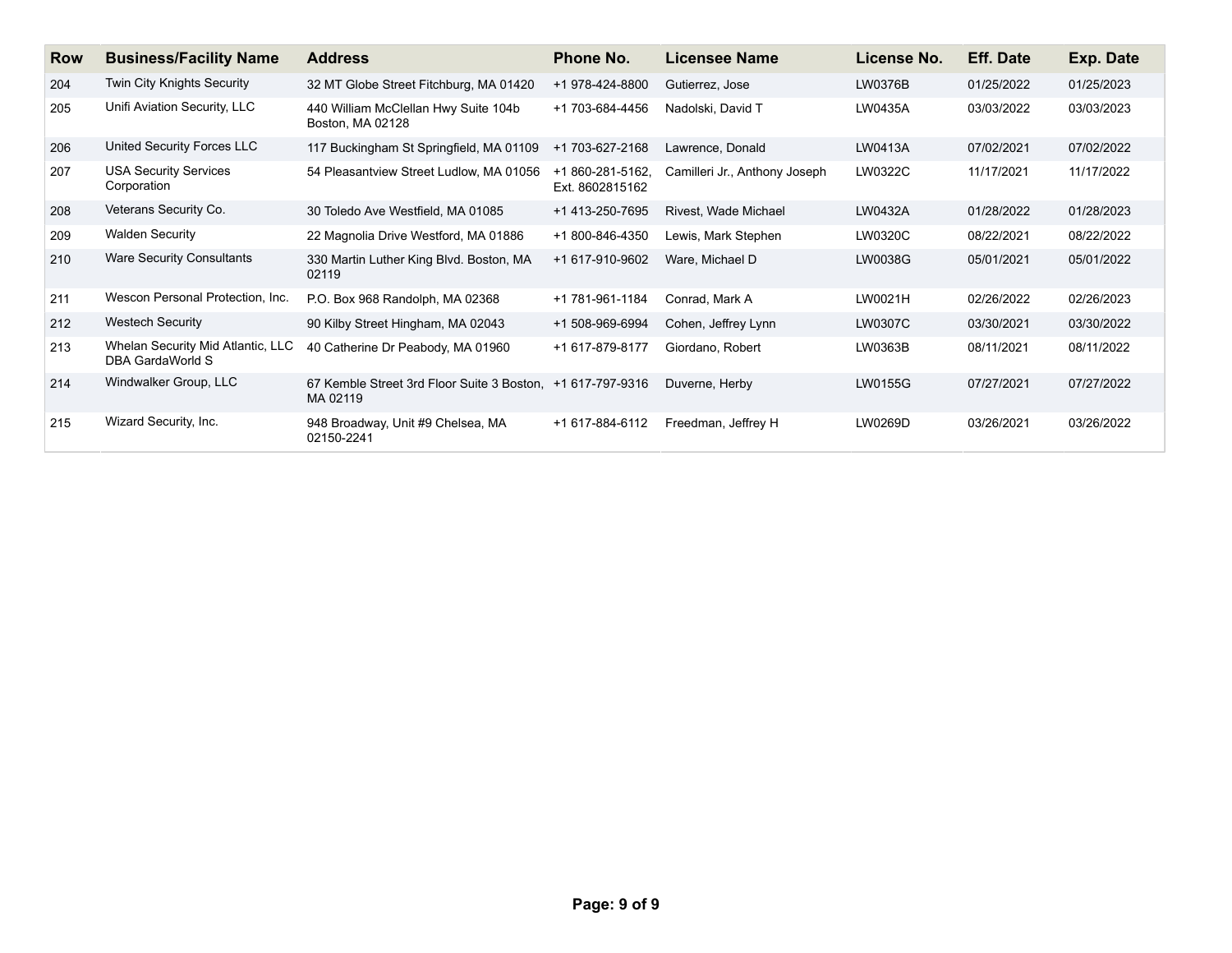| Row | Business/Facility Name | Address | Phone No. | Licensee Name | License No. | Eff. Date | Exp. Date |
|---|---|---|---|---|---|---|---|
| 204 | Twin City Knights Security | 32 MT Globe Street Fitchburg, MA 01420 | +1 978-424-8800 | Gutierrez, Jose | LW0376B | 01/25/2022 | 01/25/2023 |
| 205 | Unifi Aviation Security, LLC | 440 William McClellan Hwy Suite 104b Boston, MA 02128 | +1 703-684-4456 | Nadolski, David T | LW0435A | 03/03/2022 | 03/03/2023 |
| 206 | United Security Forces LLC | 117 Buckingham St Springfield, MA 01109 | +1 703-627-2168 | Lawrence, Donald | LW0413A | 07/02/2021 | 07/02/2022 |
| 207 | USA Security Services Corporation | 54 Pleasantview Street Ludlow, MA 01056 | +1 860-281-5162, Ext. 8602815162 | Camilleri Jr., Anthony Joseph | LW0322C | 11/17/2021 | 11/17/2022 |
| 208 | Veterans Security Co. | 30 Toledo Ave Westfield, MA 01085 | +1 413-250-7695 | Rivest, Wade Michael | LW0432A | 01/28/2022 | 01/28/2023 |
| 209 | Walden Security | 22 Magnolia Drive Westford, MA 01886 | +1 800-846-4350 | Lewis, Mark Stephen | LW0320C | 08/22/2021 | 08/22/2022 |
| 210 | Ware Security Consultants | 330 Martin Luther King Blvd. Boston, MA 02119 | +1 617-910-9602 | Ware, Michael D | LW0038G | 05/01/2021 | 05/01/2022 |
| 211 | Wescon Personal Protection, Inc. | P.O. Box 968 Randolph, MA 02368 | +1 781-961-1184 | Conrad, Mark A | LW0021H | 02/26/2022 | 02/26/2023 |
| 212 | Westech Security | 90 Kilby Street Hingham, MA 02043 | +1 508-969-6994 | Cohen, Jeffrey Lynn | LW0307C | 03/30/2021 | 03/30/2022 |
| 213 | Whelan Security Mid Atlantic, LLC DBA GardaWorld S | 40 Catherine Dr Peabody, MA 01960 | +1 617-879-8177 | Giordano, Robert | LW0363B | 08/11/2021 | 08/11/2022 |
| 214 | Windwalker Group, LLC | 67 Kemble Street 3rd Floor Suite 3 Boston, MA 02119 | +1 617-797-9316 | Duverne, Herby | LW0155G | 07/27/2021 | 07/27/2022 |
| 215 | Wizard Security, Inc. | 948 Broadway, Unit #9 Chelsea, MA 02150-2241 | +1 617-884-6112 | Freedman, Jeffrey H | LW0269D | 03/26/2021 | 03/26/2022 |